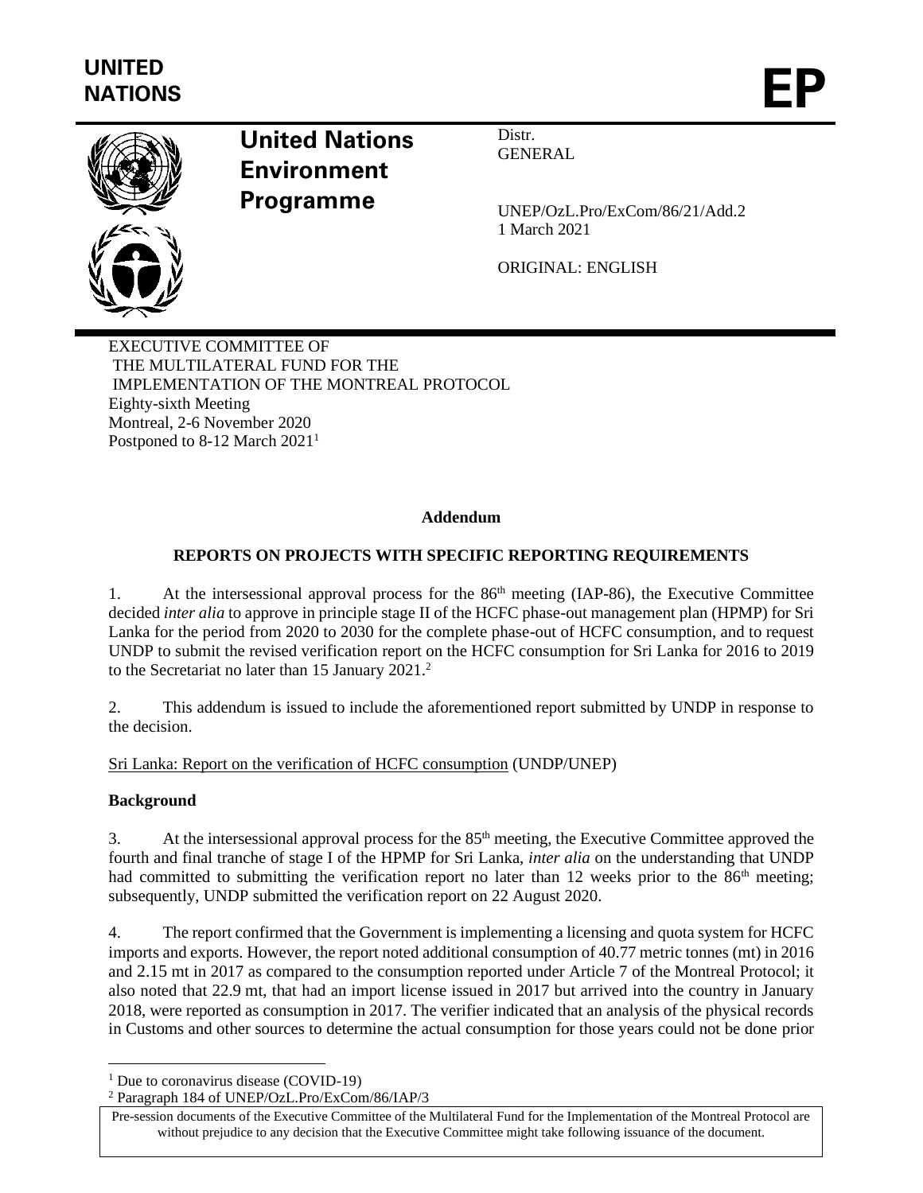UNITED NATIONS

EP

# United Nations Environment Programme

Distr.
GENERAL

UNEP/OzL.Pro/ExCom/86/21/Add.2
1 March 2021

ORIGINAL: ENGLISH

EXECUTIVE COMMITTEE OF
THE MULTILATERAL FUND FOR THE
IMPLEMENTATION OF THE MONTREAL PROTOCOL
Eighty-sixth Meeting
Montreal, 2-6 November 2020
Postponed to 8-12 March 2021[1]

**Addendum**

**REPORTS ON PROJECTS WITH SPECIFIC REPORTING REQUIREMENTS**

1. At the intersessional approval process for the 86th meeting (IAP-86), the Executive Committee decided *inter alia* to approve in principle stage II of the HCFC phase-out management plan (HPMP) for Sri Lanka for the period from 2020 to 2030 for the complete phase-out of HCFC consumption, and to request UNDP to submit the revised verification report on the HCFC consumption for Sri Lanka for 2016 to 2019 to the Secretariat no later than 15 January 2021.[2]

2. This addendum is issued to include the aforementioned report submitted by UNDP in response to the decision.

Sri Lanka: Report on the verification of HCFC consumption (UNDP/UNEP)

**Background**

3. At the intersessional approval process for the 85th meeting, the Executive Committee approved the fourth and final tranche of stage I of the HPMP for Sri Lanka, *inter alia* on the understanding that UNDP had committed to submitting the verification report no later than 12 weeks prior to the 86th meeting; subsequently, UNDP submitted the verification report on 22 August 2020.

4. The report confirmed that the Government is implementing a licensing and quota system for HCFC imports and exports. However, the report noted additional consumption of 40.77 metric tonnes (mt) in 2016 and 2.15 mt in 2017 as compared to the consumption reported under Article 7 of the Montreal Protocol; it also noted that 22.9 mt, that had an import license issued in 2017 but arrived into the country in January 2018, were reported as consumption in 2017. The verifier indicated that an analysis of the physical records in Customs and other sources to determine the actual consumption for those years could not be done prior

[1] Due to coronavirus disease (COVID-19)

[2] Paragraph 184 of UNEP/OzL.Pro/ExCom/86/IAP/3

Pre-session documents of the Executive Committee of the Multilateral Fund for the Implementation of the Montreal Protocol are without prejudice to any decision that the Executive Committee might take following issuance of the document.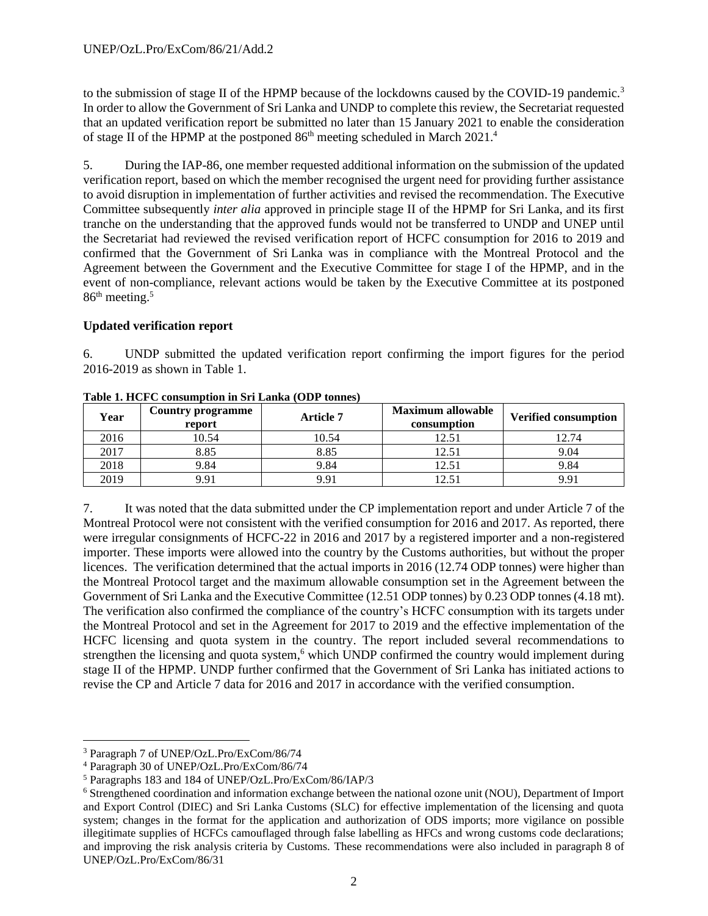to the submission of stage II of the HPMP because of the lockdowns caused by the COVID-19 pandemic.[3] In order to allow the Government of Sri Lanka and UNDP to complete this review, the Secretariat requested that an updated verification report be submitted no later than 15 January 2021 to enable the consideration of stage II of the HPMP at the postponed 86th meeting scheduled in March 2021.[4]

5. During the IAP-86, one member requested additional information on the submission of the updated verification report, based on which the member recognised the urgent need for providing further assistance to avoid disruption in implementation of further activities and revised the recommendation. The Executive Committee subsequently *inter alia* approved in principle stage II of the HPMP for Sri Lanka, and its first tranche on the understanding that the approved funds would not be transferred to UNDP and UNEP until the Secretariat had reviewed the revised verification report of HCFC consumption for 2016 to 2019 and confirmed that the Government of Sri Lanka was in compliance with the Montreal Protocol and the Agreement between the Government and the Executive Committee for stage I of the HPMP, and in the event of non-compliance, relevant actions would be taken by the Executive Committee at its postponed 86th meeting.[5]

**Updated verification report**

6. UNDP submitted the updated verification report confirming the import figures for the period 2016-2019 as shown in Table 1.

**Table 1. HCFC consumption in Sri Lanka (ODP tonnes)**

| Year | Country programme report | Article 7 | Maximum allowable consumption | Verified consumption |
|---|---|---|---|---|
| 2016 | 10.54 | 10.54 | 12.51 | 12.74 |
| 2017 | 8.85 | 8.85 | 12.51 | 9.04 |
| 2018 | 9.84 | 9.84 | 12.51 | 9.84 |
| 2019 | 9.91 | 9.91 | 12.51 | 9.91 |

7. It was noted that the data submitted under the CP implementation report and under Article 7 of the Montreal Protocol were not consistent with the verified consumption for 2016 and 2017. As reported, there were irregular consignments of HCFC-22 in 2016 and 2017 by a registered importer and a non-registered importer. These imports were allowed into the country by the Customs authorities, but without the proper licences. The verification determined that the actual imports in 2016 (12.74 ODP tonnes) were higher than the Montreal Protocol target and the maximum allowable consumption set in the Agreement between the Government of Sri Lanka and the Executive Committee (12.51 ODP tonnes) by 0.23 ODP tonnes (4.18 mt). The verification also confirmed the compliance of the country's HCFC consumption with its targets under the Montreal Protocol and set in the Agreement for 2017 to 2019 and the effective implementation of the HCFC licensing and quota system in the country. The report included several recommendations to strengthen the licensing and quota system,[6] which UNDP confirmed the country would implement during stage II of the HPMP. UNDP further confirmed that the Government of Sri Lanka has initiated actions to revise the CP and Article 7 data for 2016 and 2017 in accordance with the verified consumption.

[3] Paragraph 7 of UNEP/OzL.Pro/ExCom/86/74

[4] Paragraph 30 of UNEP/OzL.Pro/ExCom/86/74

[5] Paragraphs 183 and 184 of UNEP/OzL.Pro/ExCom/86/IAP/3

[6] Strengthened coordination and information exchange between the national ozone unit (NOU), Department of Import and Export Control (DIEC) and Sri Lanka Customs (SLC) for effective implementation of the licensing and quota system; changes in the format for the application and authorization of ODS imports; more vigilance on possible illegitimate supplies of HCFCs camouflaged through false labelling as HFCs and wrong customs code declarations; and improving the risk analysis criteria by Customs. These recommendations were also included in paragraph 8 of UNEP/OzL.Pro/ExCom/86/31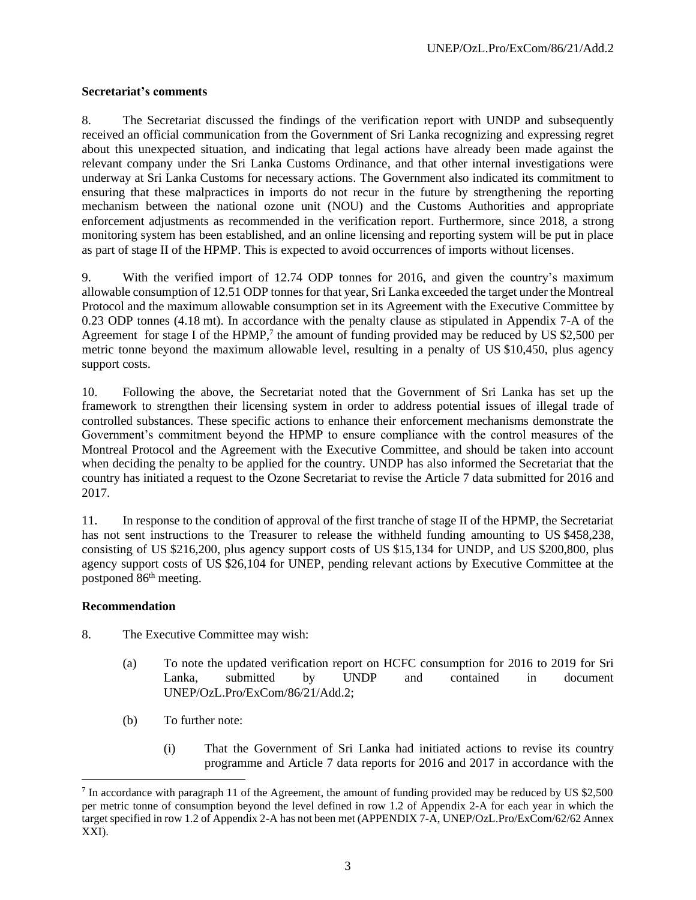**Secretariat's comments**

8. The Secretariat discussed the findings of the verification report with UNDP and subsequently received an official communication from the Government of Sri Lanka recognizing and expressing regret about this unexpected situation, and indicating that legal actions have already been made against the relevant company under the Sri Lanka Customs Ordinance, and that other internal investigations were underway at Sri Lanka Customs for necessary actions. The Government also indicated its commitment to ensuring that these malpractices in imports do not recur in the future by strengthening the reporting mechanism between the national ozone unit (NOU) and the Customs Authorities and appropriate enforcement adjustments as recommended in the verification report. Furthermore, since 2018, a strong monitoring system has been established, and an online licensing and reporting system will be put in place as part of stage II of the HPMP. This is expected to avoid occurrences of imports without licenses.

9. With the verified import of 12.74 ODP tonnes for 2016, and given the country's maximum allowable consumption of 12.51 ODP tonnes for that year, Sri Lanka exceeded the target under the Montreal Protocol and the maximum allowable consumption set in its Agreement with the Executive Committee by 0.23 ODP tonnes (4.18 mt). In accordance with the penalty clause as stipulated in Appendix 7-A of the Agreement for stage I of the HPMP,[7] the amount of funding provided may be reduced by US $2,500 per metric tonne beyond the maximum allowable level, resulting in a penalty of US $10,450, plus agency support costs.

10. Following the above, the Secretariat noted that the Government of Sri Lanka has set up the framework to strengthen their licensing system in order to address potential issues of illegal trade of controlled substances. These specific actions to enhance their enforcement mechanisms demonstrate the Government's commitment beyond the HPMP to ensure compliance with the control measures of the Montreal Protocol and the Agreement with the Executive Committee, and should be taken into account when deciding the penalty to be applied for the country. UNDP has also informed the Secretariat that the country has initiated a request to the Ozone Secretariat to revise the Article 7 data submitted for 2016 and 2017.

11. In response to the condition of approval of the first tranche of stage II of the HPMP, the Secretariat has not sent instructions to the Treasurer to release the withheld funding amounting to US $458,238, consisting of US $216,200, plus agency support costs of US $15,134 for UNDP, and US $200,800, plus agency support costs of US $26,104 for UNEP, pending relevant actions by Executive Committee at the postponed 86th meeting.

**Recommendation**

8. The Executive Committee may wish:

(a) To note the updated verification report on HCFC consumption for 2016 to 2019 for Sri Lanka, submitted by UNDP and contained in document UNEP/OzL.Pro/ExCom/86/21/Add.2;

(b) To further note:

(i) That the Government of Sri Lanka had initiated actions to revise its country programme and Article 7 data reports for 2016 and 2017 in accordance with the

[7] In accordance with paragraph 11 of the Agreement, the amount of funding provided may be reduced by US $2,500 per metric tonne of consumption beyond the level defined in row 1.2 of Appendix 2-A for each year in which the target specified in row 1.2 of Appendix 2-A has not been met (APPENDIX 7-A, UNEP/OzL.Pro/ExCom/62/62 Annex XXI).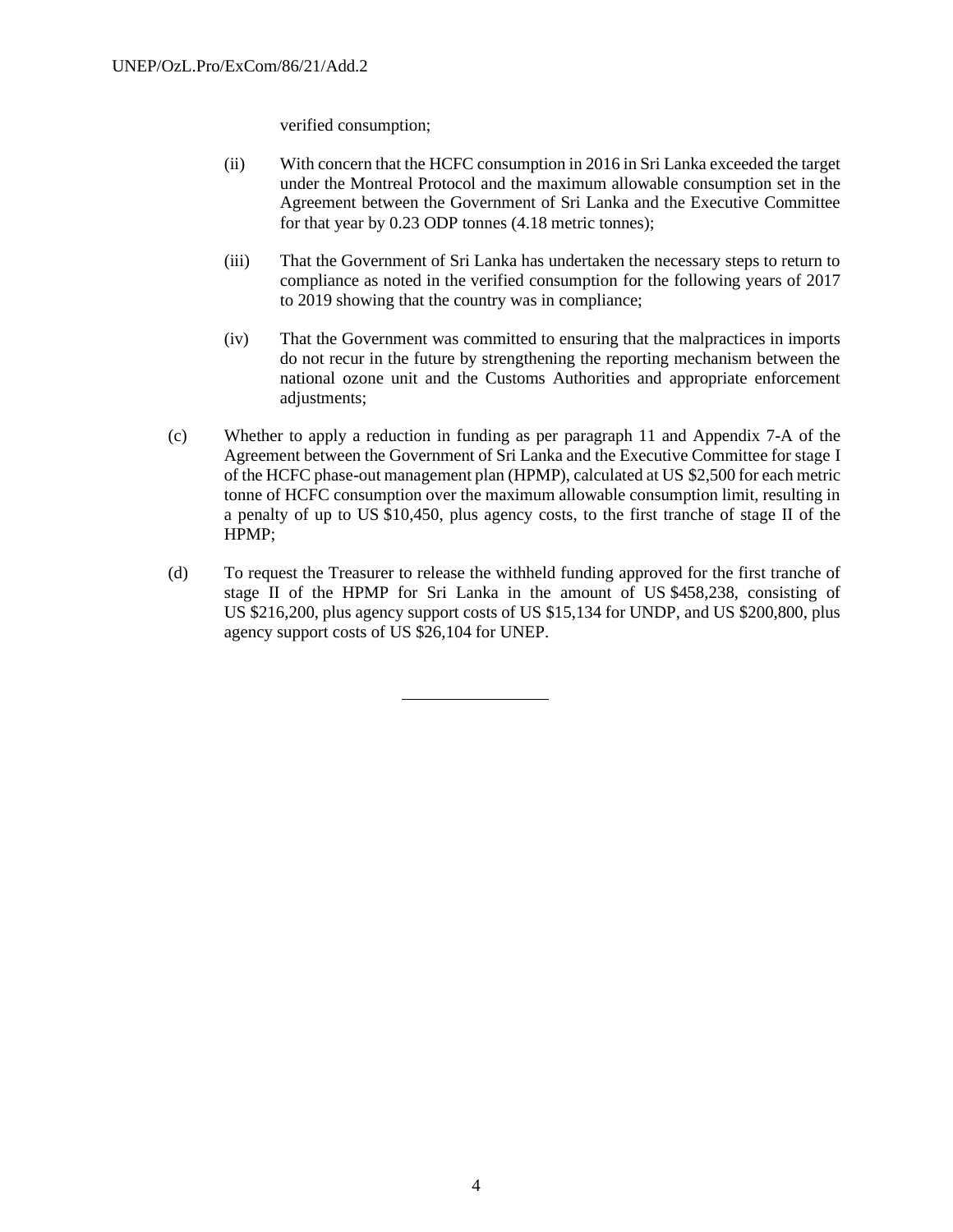verified consumption;

(ii) With concern that the HCFC consumption in 2016 in Sri Lanka exceeded the target under the Montreal Protocol and the maximum allowable consumption set in the Agreement between the Government of Sri Lanka and the Executive Committee for that year by 0.23 ODP tonnes (4.18 metric tonnes);

(iii) That the Government of Sri Lanka has undertaken the necessary steps to return to compliance as noted in the verified consumption for the following years of 2017 to 2019 showing that the country was in compliance;

(iv) That the Government was committed to ensuring that the malpractices in imports do not recur in the future by strengthening the reporting mechanism between the national ozone unit and the Customs Authorities and appropriate enforcement adjustments;

(c) Whether to apply a reduction in funding as per paragraph 11 and Appendix 7-A of the Agreement between the Government of Sri Lanka and the Executive Committee for stage I of the HCFC phase-out management plan (HPMP), calculated at US $2,500 for each metric tonne of HCFC consumption over the maximum allowable consumption limit, resulting in a penalty of up to US $10,450, plus agency costs, to the first tranche of stage II of the HPMP;

(d) To request the Treasurer to release the withheld funding approved for the first tranche of stage II of the HPMP for Sri Lanka in the amount of US $458,238, consisting of US $216,200, plus agency support costs of US $15,134 for UNDP, and US $200,800, plus agency support costs of US $26,104 for UNEP.

---